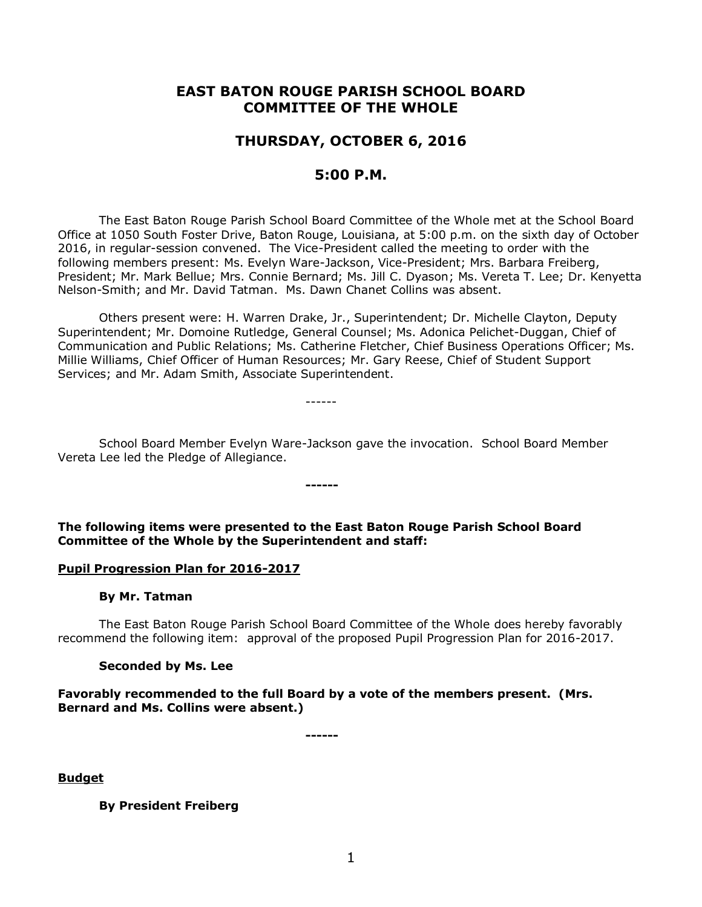# EAST BATON ROUGE PARISH SCHOOL BOARD COMMITTEE OF THE WHOLE

## THURSDAY, OCTOBER 6, 2016

## 5:00 P.M.

The East Baton Rouge Parish School Board Committee of the Whole met at the School Board Office at 1050 South Foster Drive, Baton Rouge, Louisiana, at 5:00 p.m. on the sixth day of October 2016, in regular-session convened. The Vice-President called the meeting to order with the following members present: Ms. Evelyn Ware-Jackson, Vice-President; Mrs. Barbara Freiberg, President; Mr. Mark Bellue; Mrs. Connie Bernard; Ms. Jill C. Dyason; Ms. Vereta T. Lee; Dr. Kenyetta Nelson-Smith; and Mr. David Tatman. Ms. Dawn Chanet Collins was absent.

Others present were: H. Warren Drake, Jr., Superintendent; Dr. Michelle Clayton, Deputy Superintendent; Mr. Domoine Rutledge, General Counsel; Ms. Adonica Pelichet-Duggan, Chief of Communication and Public Relations; Ms. Catherine Fletcher, Chief Business Operations Officer; Ms. Millie Williams, Chief Officer of Human Resources; Mr. Gary Reese, Chief of Student Support Services; and Mr. Adam Smith, Associate Superintendent.

------

School Board Member Evelyn Ware-Jackson gave the invocation. School Board Member Vereta Lee led the Pledge of Allegiance.

**------**

**The following items were presented to the East Baton Rouge Parish School Board Committee of the Whole by the Superintendent and staff:**

**Pupil Progression Plan for 2016-2017**

**By Mr. Tatman**

The East Baton Rouge Parish School Board Committee of the Whole does hereby favorably recommend the following item: approval of the proposed Pupil Progression Plan for 2016-2017.

**Seconded by Ms. Lee**

**Favorably recommended to the full Board by a vote of the members present. (Mrs. Bernard and Ms. Collins were absent.)**

**------**

**Budget**

**By President Freiberg**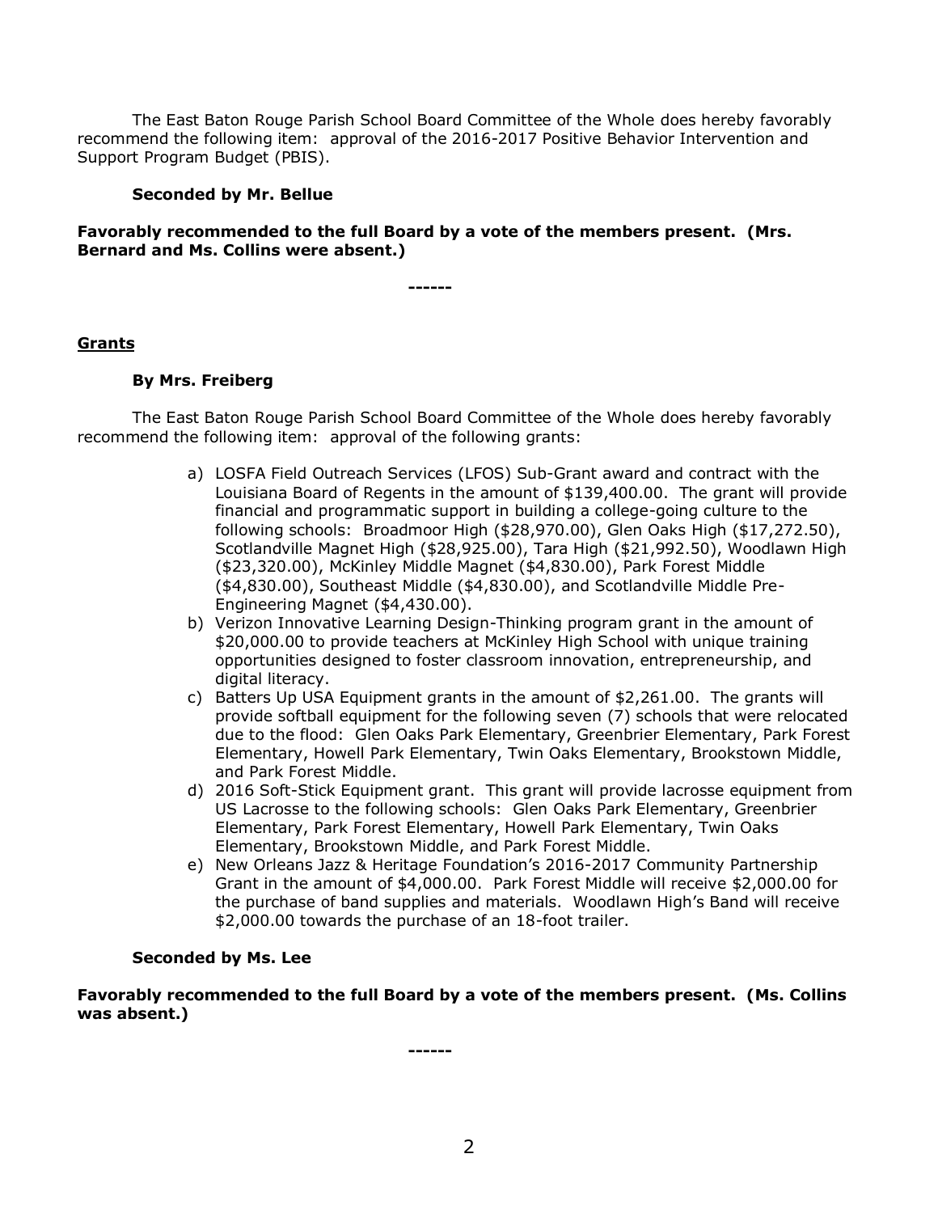The East Baton Rouge Parish School Board Committee of the Whole does hereby favorably recommend the following item: approval of the 2016-2017 Positive Behavior Intervention and Support Program Budget (PBIS).

**Seconded by Mr. Bellue**

**Favorably recommended to the full Board by a vote of the members present. (Mrs. Bernard and Ms. Collins were absent.)**

**------**

**Grants**

**By Mrs. Freiberg**

The East Baton Rouge Parish School Board Committee of the Whole does hereby favorably recommend the following item: approval of the following grants:

a) LOSFA Field Outreach Services (LFOS) Sub-Grant award and contract with the Louisiana Board of Regents in the amount of $139,400.00. The grant will provide financial and programmatic support in building a college-going culture to the following schools: Broadmoor High ($28,970.00), Glen Oaks High ($17,272.50), Scotlandville Magnet High ($28,925.00), Tara High ($21,992.50), Woodlawn High ($23,320.00), McKinley Middle Magnet ($4,830.00), Park Forest Middle ($4,830.00), Southeast Middle ($4,830.00), and Scotlandville Middle Pre-Engineering Magnet ($4,430.00).
b) Verizon Innovative Learning Design-Thinking program grant in the amount of $20,000.00 to provide teachers at McKinley High School with unique training opportunities designed to foster classroom innovation, entrepreneurship, and digital literacy.
c) Batters Up USA Equipment grants in the amount of $2,261.00. The grants will provide softball equipment for the following seven (7) schools that were relocated due to the flood: Glen Oaks Park Elementary, Greenbrier Elementary, Park Forest Elementary, Howell Park Elementary, Twin Oaks Elementary, Brookstown Middle, and Park Forest Middle.
d) 2016 Soft-Stick Equipment grant. This grant will provide lacrosse equipment from US Lacrosse to the following schools: Glen Oaks Park Elementary, Greenbrier Elementary, Park Forest Elementary, Howell Park Elementary, Twin Oaks Elementary, Brookstown Middle, and Park Forest Middle.
e) New Orleans Jazz & Heritage Foundation's 2016-2017 Community Partnership Grant in the amount of $4,000.00. Park Forest Middle will receive $2,000.00 for the purchase of band supplies and materials. Woodlawn High's Band will receive $2,000.00 towards the purchase of an 18-foot trailer.

**Seconded by Ms. Lee**

**Favorably recommended to the full Board by a vote of the members present. (Ms. Collins was absent.)**

**------**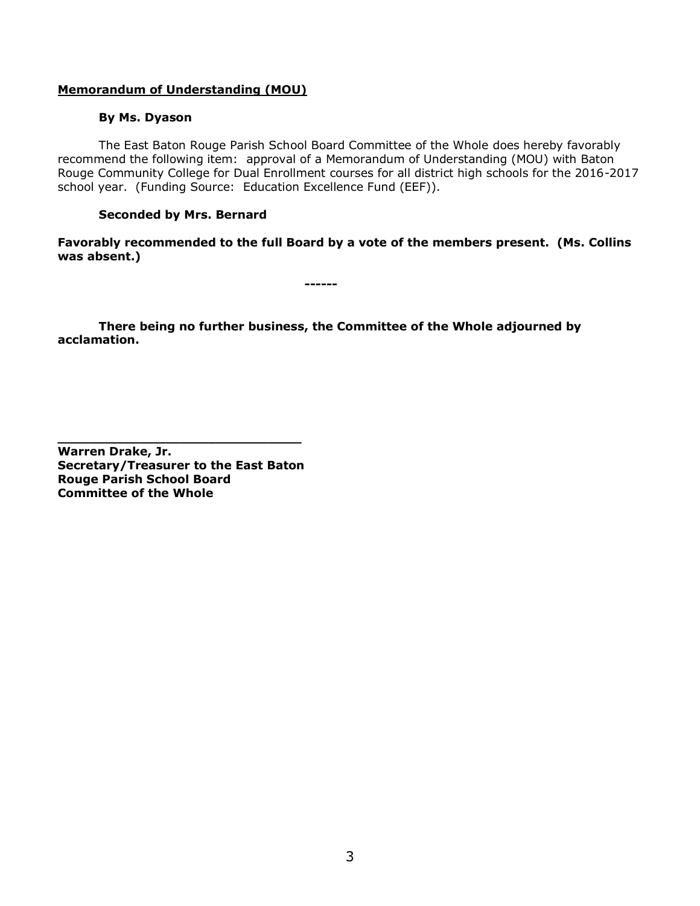**Memorandum of Understanding (MOU)**

**By Ms. Dyason**

The East Baton Rouge Parish School Board Committee of the Whole does hereby favorably recommend the following item: approval of a Memorandum of Understanding (MOU) with Baton Rouge Community College for Dual Enrollment courses for all district high schools for the 2016-2017 school year. (Funding Source: Education Excellence Fund (EEF)).

**Seconded by Mrs. Bernard**

**Favorably recommended to the full Board by a vote of the members present. (Ms. Collins was absent.)**

**------**

**There being no further business, the Committee of the Whole adjourned by acclamation.**

________________________________

**Warren Drake, Jr.**
**Secretary/Treasurer to the East Baton Rouge Parish School Board Committee of the Whole**